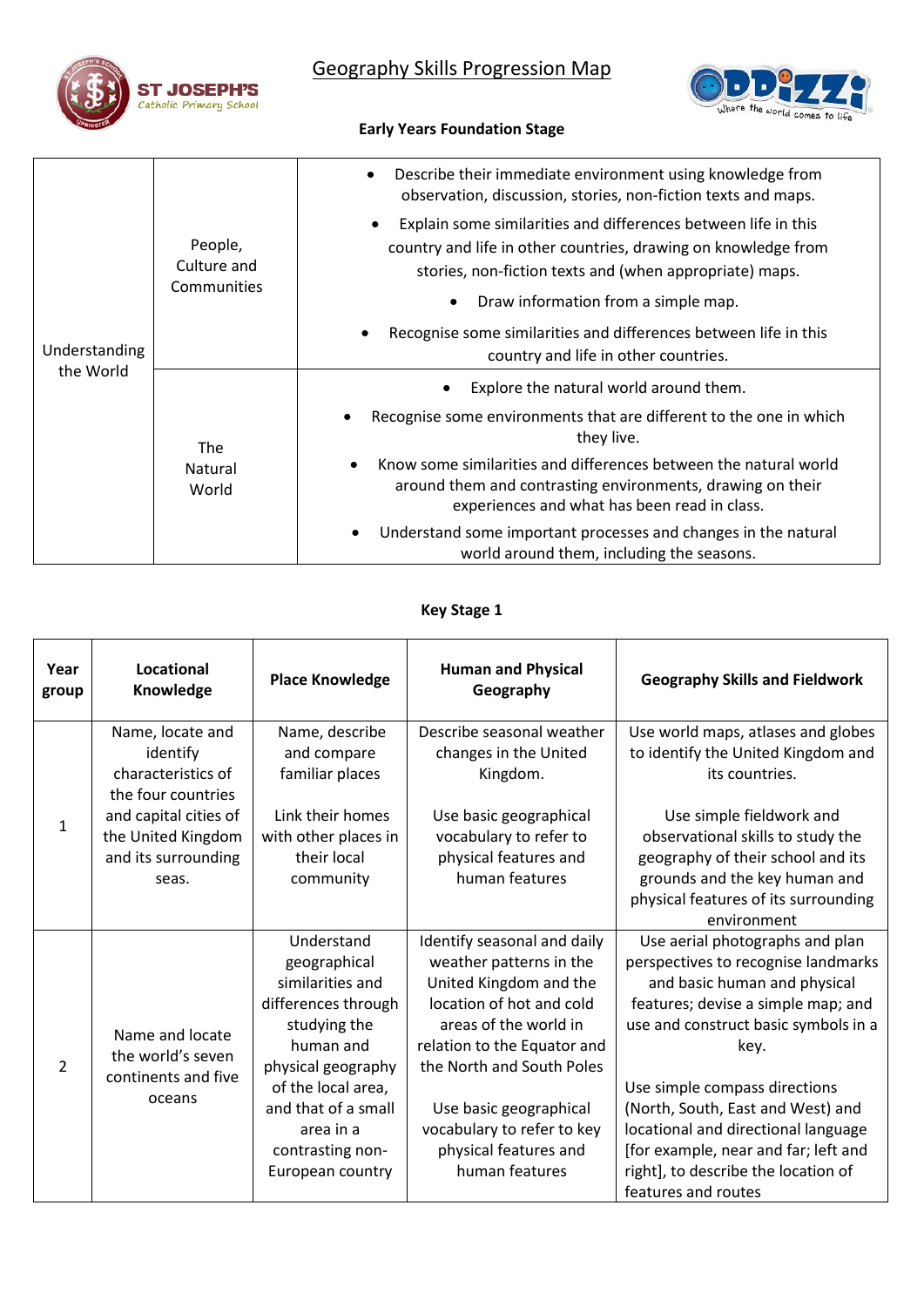ST JOSEPH'S Catholic Primary School

# Geography Skills Progression Map

ODDIZZI Where the world comes to life

## Early Years Foundation Stage

| | | |
|---|---|---|
| Understanding the World | People, Culture and Communities | • Describe their immediate environment using knowledge from observation, discussion, stories, non-fiction texts and maps.<br>• Explain some similarities and differences between life in this country and life in other countries, drawing on knowledge from stories, non-fiction texts and (when appropriate) maps.<br>• Draw information from a simple map.<br>• Recognise some similarities and differences between life in this country and life in other countries. |
| | The Natural World | • Explore the natural world around them.<br>• Recognise some environments that are different to the one in which they live.<br>• Know some similarities and differences between the natural world around them and contrasting environments, drawing on their experiences and what has been read in class.<br>• Understand some important processes and changes in the natural world around them, including the seasons. |

## Key Stage 1

| Year group | Locational Knowledge | Place Knowledge | Human and Physical Geography | Geography Skills and Fieldwork |
|---|---|---|---|---|
| 1 | Name, locate and identify characteristics of the four countries and capital cities of the United Kingdom and its surrounding seas. | Name, describe and compare familiar places<br><br>Link their homes with other places in their local community | Describe seasonal weather changes in the United Kingdom.<br><br>Use basic geographical vocabulary to refer to physical features and human features | Use world maps, atlases and globes to identify the United Kingdom and its countries.<br><br>Use simple fieldwork and observational skills to study the geography of their school and its grounds and the key human and physical features of its surrounding environment |
| 2 | Name and locate the world's seven continents and five oceans | Understand geographical similarities and differences through studying the human and physical geography of the local area, and that of a small area in a contrasting non-European country | Identify seasonal and daily weather patterns in the United Kingdom and the location of hot and cold areas of the world in relation to the Equator and the North and South Poles<br><br>Use basic geographical vocabulary to refer to key physical features and human features | Use aerial photographs and plan perspectives to recognise landmarks and basic human and physical features; devise a simple map; and use and construct basic symbols in a key.<br><br>Use simple compass directions (North, South, East and West) and locational and directional language [for example, near and far; left and right], to describe the location of features and routes |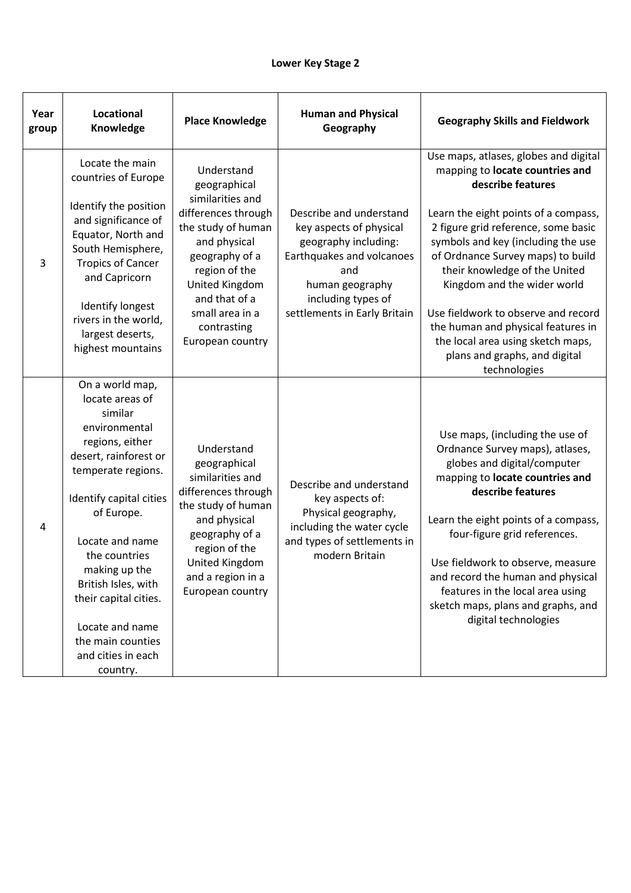**Lower Key Stage 2**

| Year group | Locational Knowledge | Place Knowledge | Human and Physical Geography | Geography Skills and Fieldwork |
|---|---|---|---|---|
| 3 | Locate the main countries of Europe<br><br>Identify the position and significance of Equator, North and South Hemisphere, Tropics of Cancer and Capricorn<br><br>Identify longest rivers in the world, largest deserts, highest mountains | Understand geographical similarities and differences through the study of human and physical geography of a region of the United Kingdom and that of a small area in a contrasting European country | Describe and understand key aspects of physical geography including: Earthquakes and volcanoes and human geography including types of settlements in Early Britain | Use maps, atlases, globes and digital mapping to **locate countries and describe features**<br><br>Learn the eight points of a compass, 2 figure grid reference, some basic symbols and key (including the use of Ordnance Survey maps) to build their knowledge of the United Kingdom and the wider world<br><br>Use fieldwork to observe and record the human and physical features in the local area using sketch maps, plans and graphs, and digital technologies |
| 4 | On a world map, locate areas of similar environmental regions, either desert, rainforest or temperate regions.<br><br>Identify capital cities of Europe.<br><br>Locate and name the countries making up the British Isles, with their capital cities.<br><br>Locate and name the main counties and cities in each country. | Understand geographical similarities and differences through the study of human and physical geography of a region of the United Kingdom and a region in a European country | Describe and understand key aspects of: Physical geography, including the water cycle and types of settlements in modern Britain | Use maps, (including the use of Ordnance Survey maps), atlases, globes and digital/computer mapping to **locate countries and describe features**<br><br>Learn the eight points of a compass, four-figure grid references.<br><br>Use fieldwork to observe, measure and record the human and physical features in the local area using sketch maps, plans and graphs, and digital technologies |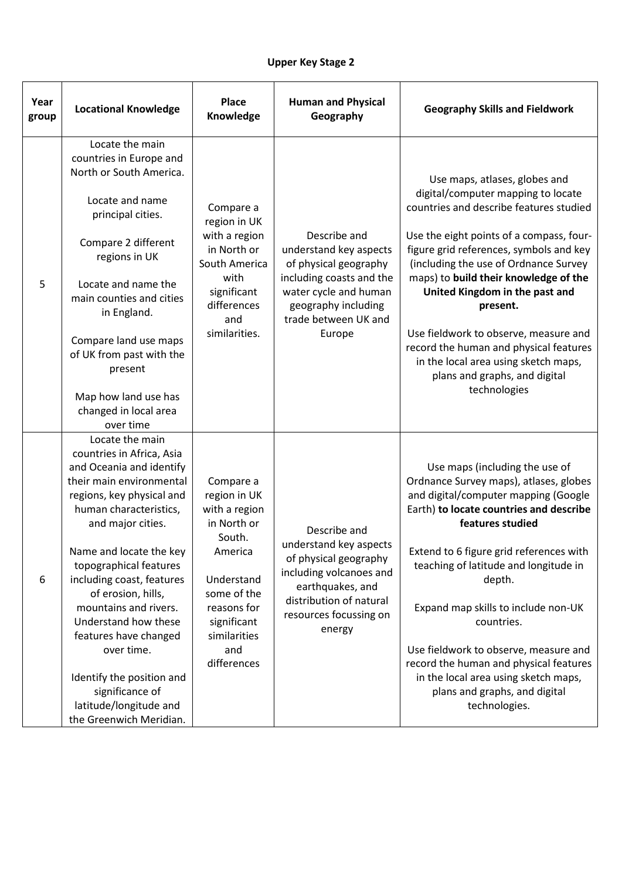**Upper Key Stage 2**

| Year group | Locational Knowledge | Place Knowledge | Human and Physical Geography | Geography Skills and Fieldwork |
|---|---|---|---|---|
| 5 | Locate the main countries in Europe and North or South America.<br><br>Locate and name principal cities.<br><br>Compare 2 different regions in UK<br><br>Locate and name the main counties and cities in England.<br><br>Compare land use maps of UK from past with the present<br><br>Map how land use has changed in local area over time | Compare a region in UK with a region in North or South America with significant differences and similarities. | Describe and understand key aspects of physical geography including coasts and the water cycle and human geography including trade between UK and Europe | Use maps, atlases, globes and digital/computer mapping to locate countries and describe features studied<br><br>Use the eight points of a compass, four-figure grid references, symbols and key (including the use of Ordnance Survey maps) to **build their knowledge of the United Kingdom in the past and present.**<br><br>Use fieldwork to observe, measure and record the human and physical features in the local area using sketch maps, plans and graphs, and digital technologies |
| 6 | Locate the main countries in Africa, Asia and Oceania and identify their main environmental regions, key physical and human characteristics, and major cities.<br><br>Name and locate the key topographical features including coast, features of erosion, hills, mountains and rivers. Understand how these features have changed over time.<br><br>Identify the position and significance of latitude/longitude and the Greenwich Meridian. | Compare a region in UK with a region in North or South. America<br><br>Understand some of the reasons for significant similarities and differences | Describe and understand key aspects of physical geography including volcanoes and earthquakes, and distribution of natural resources focussing on energy | Use maps (including the use of Ordnance Survey maps), atlases, globes and digital/computer mapping (Google Earth) **to locate countries and describe features studied**<br><br>Extend to 6 figure grid references with teaching of latitude and longitude in depth.<br><br>Expand map skills to include non-UK countries.<br><br>Use fieldwork to observe, measure and record the human and physical features in the local area using sketch maps, plans and graphs, and digital technologies. |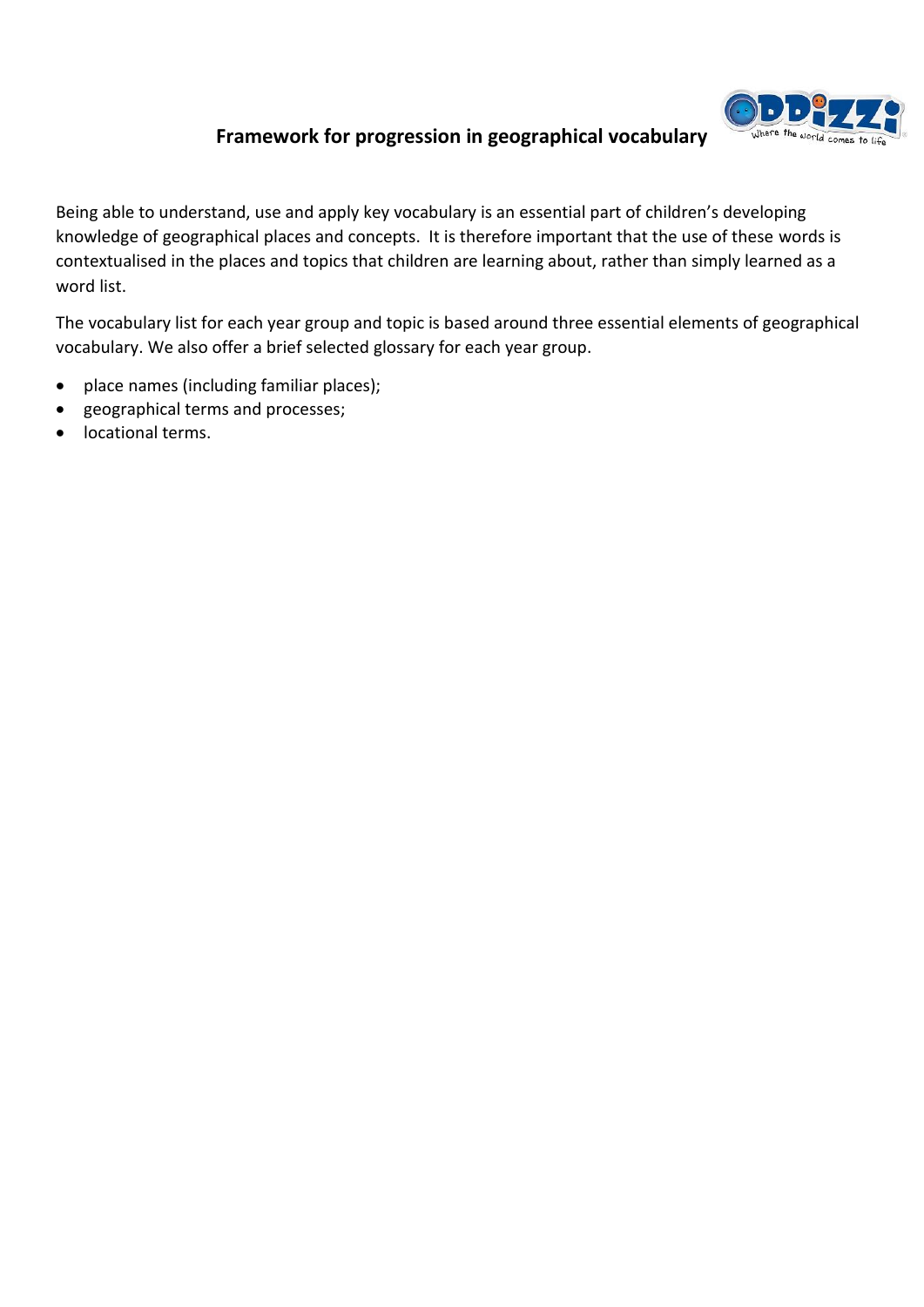## Framework for progression in geographical vocabulary

Being able to understand, use and apply key vocabulary is an essential part of children's developing knowledge of geographical places and concepts. It is therefore important that the use of these words is contextualised in the places and topics that children are learning about, rather than simply learned as a word list.

The vocabulary list for each year group and topic is based around three essential elements of geographical vocabulary. We also offer a brief selected glossary for each year group.

- place names (including familiar places);
- geographical terms and processes;
- locational terms.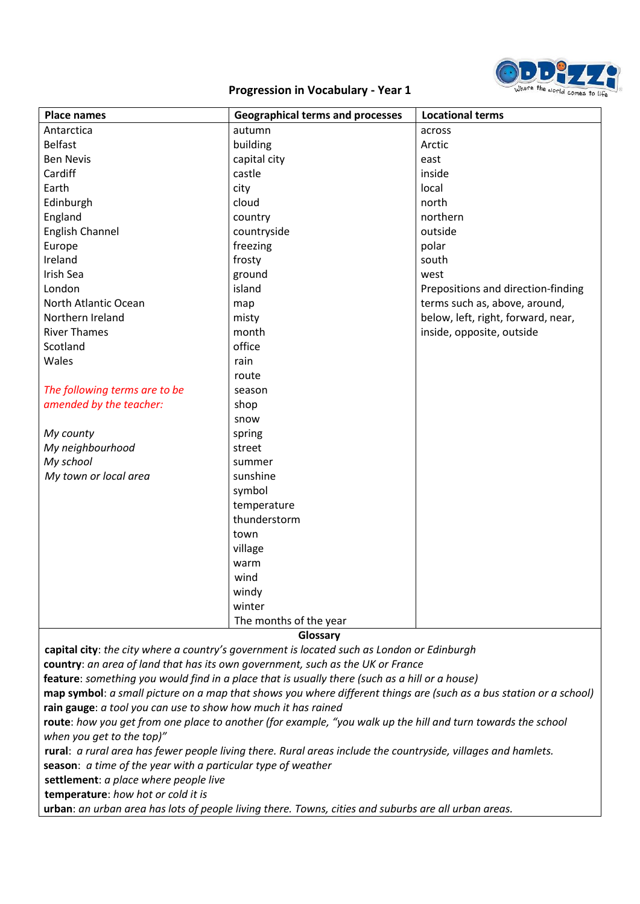## Progression in Vocabulary - Year 1

| Place names | Geographical terms and processes | Locational terms |
|---|---|---|
| Antarctica | autumn | across |
| Belfast | building | Arctic |
| Ben Nevis | capital city | east |
| Cardiff | castle | inside |
| Earth | city | local |
| Edinburgh | cloud | north |
| England | country | northern |
| English Channel | countryside | outside |
| Europe | freezing | polar |
| Ireland | frosty | south |
| Irish Sea | ground | west |
| London | island | Prepositions and direction-finding terms such as, above, around, below, left, right, forward, near, inside, opposite, outside |
| North Atlantic Ocean | map | |
| Northern Ireland | misty | |
| River Thames | month | |
| Scotland | office | |
| Wales | rain | |
| | route | |
| *The following terms are to be amended by the teacher:* | season | |
| | shop | |
| | snow | |
| *My county* | spring | |
| *My neighbourhood* | street | |
| *My school* | summer | |
| *My town or local area* | sunshine | |
| | symbol | |
| | temperature | |
| | thunderstorm | |
| | town | |
| | village | |
| | warm | |
| | wind | |
| | windy | |
| | winter | |
| | The months of the year | |

### Glossary

**capital city**: *the city where a country's government is located such as London or Edinburgh*
**country**: *an area of land that has its own government, such as the UK or France*
**feature**: *something you would find in a place that is usually there (such as a hill or a house)*
**map symbol**: *a small picture on a map that shows you where different things are (such as a bus station or a school)*
**rain gauge**: *a tool you can use to show how much it has rained*
**route**: *how you get from one place to another (for example, "you walk up the hill and turn towards the school when you get to the top)"*
**rural**: *a rural area has fewer people living there. Rural areas include the countryside, villages and hamlets.*
**season**: *a time of the year with a particular type of weather*
**settlement**: *a place where people live*
**temperature**: *how hot or cold it is*
**urban**: *an urban area has lots of people living there. Towns, cities and suburbs are all urban areas.*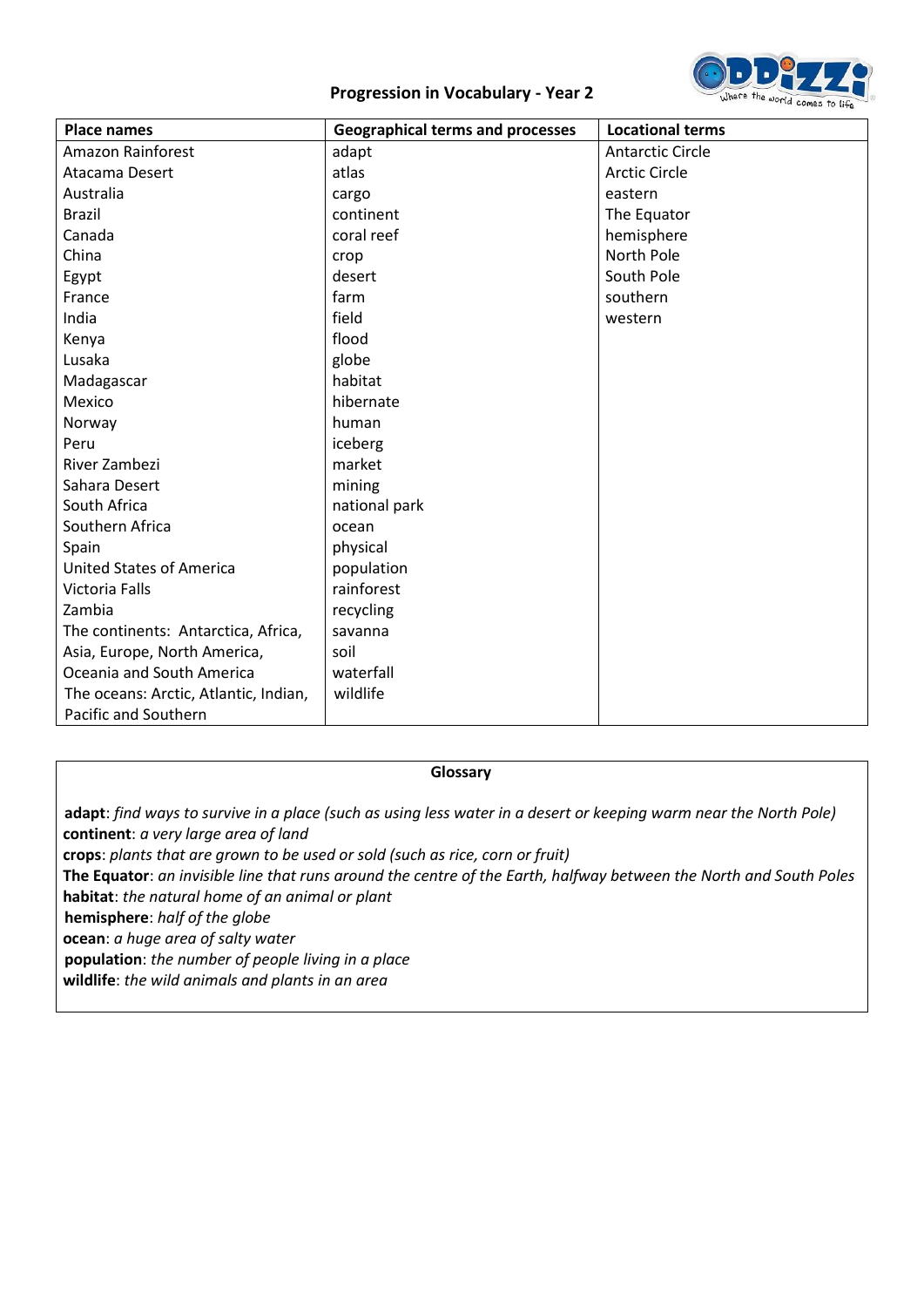# Progression in Vocabulary - Year 2

| Place names | Geographical terms and processes | Locational terms |
|---|---|---|
| Amazon Rainforest | adapt | Antarctic Circle |
| Atacama Desert | atlas | Arctic Circle |
| Australia | cargo | eastern |
| Brazil | continent | The Equator |
| Canada | coral reef | hemisphere |
| China | crop | North Pole |
| Egypt | desert | South Pole |
| France | farm | southern |
| India | field | western |
| Kenya | flood | |
| Lusaka | globe | |
| Madagascar | habitat | |
| Mexico | hibernate | |
| Norway | human | |
| Peru | iceberg | |
| River Zambezi | market | |
| Sahara Desert | mining | |
| South Africa | national park | |
| Southern Africa | ocean | |
| Spain | physical | |
| United States of America | population | |
| Victoria Falls | rainforest | |
| Zambia | recycling | |
| The continents: Antarctica, Africa, Asia, Europe, North America, Oceania and South America | savanna | |
| | soil | |
| | waterfall | |
| The oceans: Arctic, Atlantic, Indian, Pacific and Southern | wildlife | |

## Glossary

**adapt**: *find ways to survive in a place (such as using less water in a desert or keeping warm near the North Pole)*
**continent**: *a very large area of land*
**crops**: *plants that are grown to be used or sold (such as rice, corn or fruit)*
**The Equator**: *an invisible line that runs around the centre of the Earth, halfway between the North and South Poles*
**habitat**: *the natural home of an animal or plant*
**hemisphere**: *half of the globe*
**ocean**: *a huge area of salty water*
**population**: *the number of people living in a place*
**wildlife**: *the wild animals and plants in an area*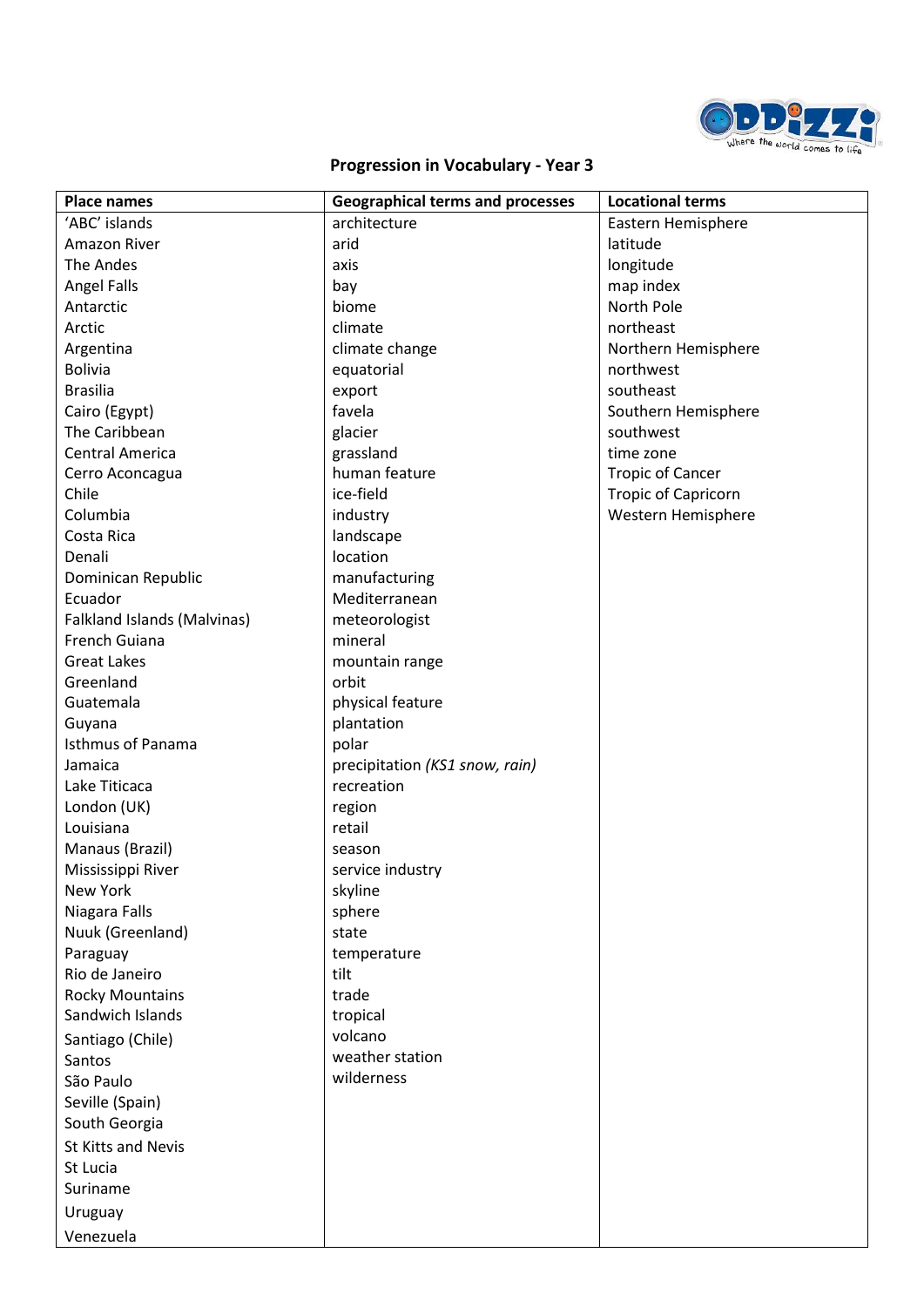## Progression in Vocabulary - Year 3

| Place names | Geographical terms and processes | Locational terms |
|---|---|---|
| 'ABC' islands | architecture | Eastern Hemisphere |
| Amazon River | arid | latitude |
| The Andes | axis | longitude |
| Angel Falls | bay | map index |
| Antarctic | biome | North Pole |
| Arctic | climate | northeast |
| Argentina | climate change | Northern Hemisphere |
| Bolivia | equatorial | northwest |
| Brasilia | export | southeast |
| Cairo (Egypt) | favela | Southern Hemisphere |
| The Caribbean | glacier | southwest |
| Central America | grassland | time zone |
| Cerro Aconcagua | human feature | Tropic of Cancer |
| Chile | ice-field | Tropic of Capricorn |
| Columbia | industry | Western Hemisphere |
| Costa Rica | landscape | |
| Denali | location | |
| Dominican Republic | manufacturing | |
| Ecuador | Mediterranean | |
| Falkland Islands (Malvinas) | meteorologist | |
| French Guiana | mineral | |
| Great Lakes | mountain range | |
| Greenland | orbit | |
| Guatemala | physical feature | |
| Guyana | plantation | |
| Isthmus of Panama | polar | |
| Jamaica | precipitation *(KS1 snow, rain)* | |
| Lake Titicaca | recreation | |
| London (UK) | region | |
| Louisiana | retail | |
| Manaus (Brazil) | season | |
| Mississippi River | service industry | |
| New York | skyline | |
| Niagara Falls | sphere | |
| Nuuk (Greenland) | state | |
| Paraguay | temperature | |
| Rio de Janeiro | tilt | |
| Rocky Mountains | trade | |
| Sandwich Islands | tropical | |
| Santiago (Chile) | volcano | |
| Santos | weather station | |
| São Paulo | wilderness | |
| Seville (Spain) | | |
| South Georgia | | |
| St Kitts and Nevis | | |
| St Lucia | | |
| Suriname | | |
| Uruguay | | |
| Venezuela | | |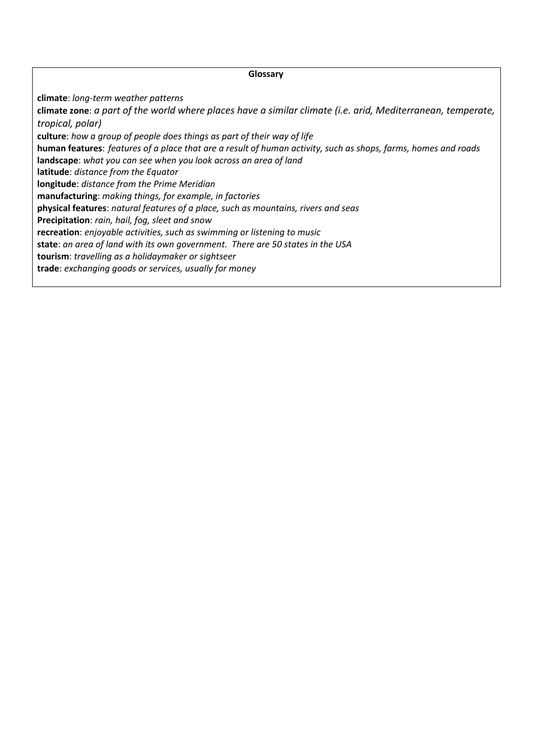**Glossary**

**climate**: *long-term weather patterns*
**climate zone**: *a part of the world where places have a similar climate (i.e. arid, Mediterranean, temperate, tropical, polar)*
**culture**: *how a group of people does things as part of their way of life*
**human features**: *features of a place that are a result of human activity, such as shops, farms, homes and roads*
**landscape**: *what you can see when you look across an area of land*
**latitude**: *distance from the Equator*
**longitude**: *distance from the Prime Meridian*
**manufacturing**: *making things, for example, in factories*
**physical features**: *natural features of a place, such as mountains, rivers and seas*
**Precipitation**: *rain, hail, fog, sleet and snow*
**recreation**: *enjoyable activities, such as swimming or listening to music*
**state**: *an area of land with its own government. There are 50 states in the USA*
**tourism**: *travelling as a holidaymaker or sightseer*
**trade**: *exchanging goods or services, usually for money*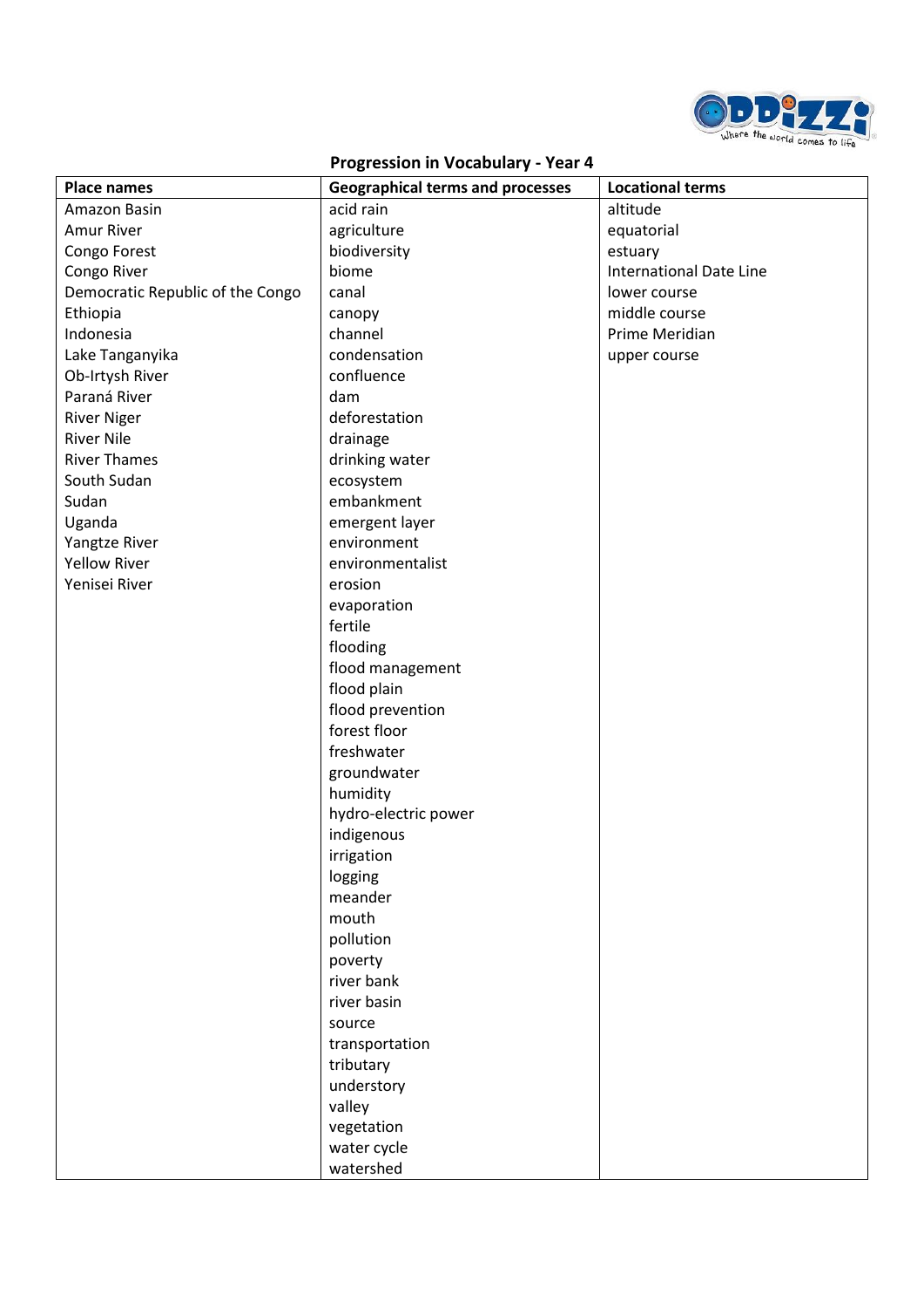## Progression in Vocabulary - Year 4

| Place names | Geographical terms and processes | Locational terms |
|---|---|---|
| Amazon Basin | acid rain | altitude |
| Amur River | agriculture | equatorial |
| Congo Forest | biodiversity | estuary |
| Congo River | biome | International Date Line |
| Democratic Republic of the Congo | canal | lower course |
| Ethiopia | canopy | middle course |
| Indonesia | channel | Prime Meridian |
| Lake Tanganyika | condensation | upper course |
| Ob-Irtysh River | confluence | |
| Paraná River | dam | |
| River Niger | deforestation | |
| River Nile | drainage | |
| River Thames | drinking water | |
| South Sudan | ecosystem | |
| Sudan | embankment | |
| Uganda | emergent layer | |
| Yangtze River | environment | |
| Yellow River | environmentalist | |
| Yenisei River | erosion | |
| | evaporation | |
| | fertile | |
| | flooding | |
| | flood management | |
| | flood plain | |
| | flood prevention | |
| | forest floor | |
| | freshwater | |
| | groundwater | |
| | humidity | |
| | hydro-electric power | |
| | indigenous | |
| | irrigation | |
| | logging | |
| | meander | |
| | mouth | |
| | pollution | |
| | poverty | |
| | river bank | |
| | river basin | |
| | source | |
| | transportation | |
| | tributary | |
| | understory | |
| | valley | |
| | vegetation | |
| | water cycle | |
| | watershed | |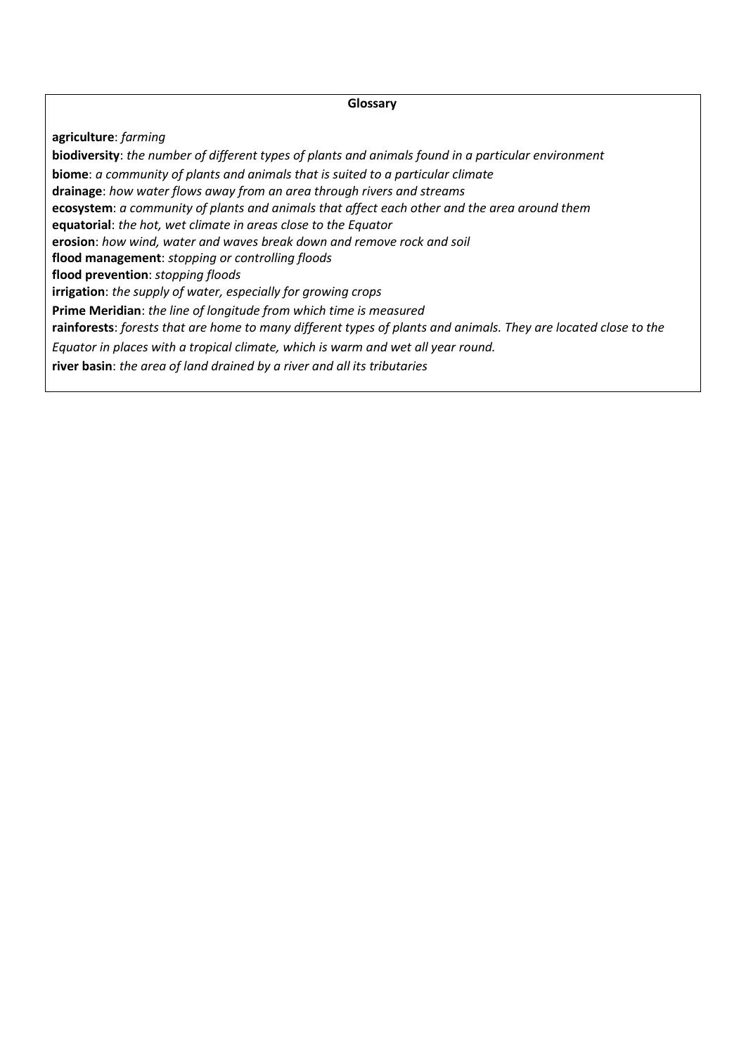## Glossary

**agriculture**: *farming*

**biodiversity**: *the number of different types of plants and animals found in a particular environment*

**biome**: *a community of plants and animals that is suited to a particular climate*

**drainage**: *how water flows away from an area through rivers and streams*

**ecosystem**: *a community of plants and animals that affect each other and the area around them*

**equatorial**: *the hot, wet climate in areas close to the Equator*

**erosion**: *how wind, water and waves break down and remove rock and soil*

**flood management**: *stopping or controlling floods*

**flood prevention**: *stopping floods*

**irrigation**: *the supply of water, especially for growing crops*

**Prime Meridian**: *the line of longitude from which time is measured*

**rainforests**: *forests that are home to many different types of plants and animals. They are located close to the Equator in places with a tropical climate, which is warm and wet all year round.*

**river basin**: *the area of land drained by a river and all its tributaries*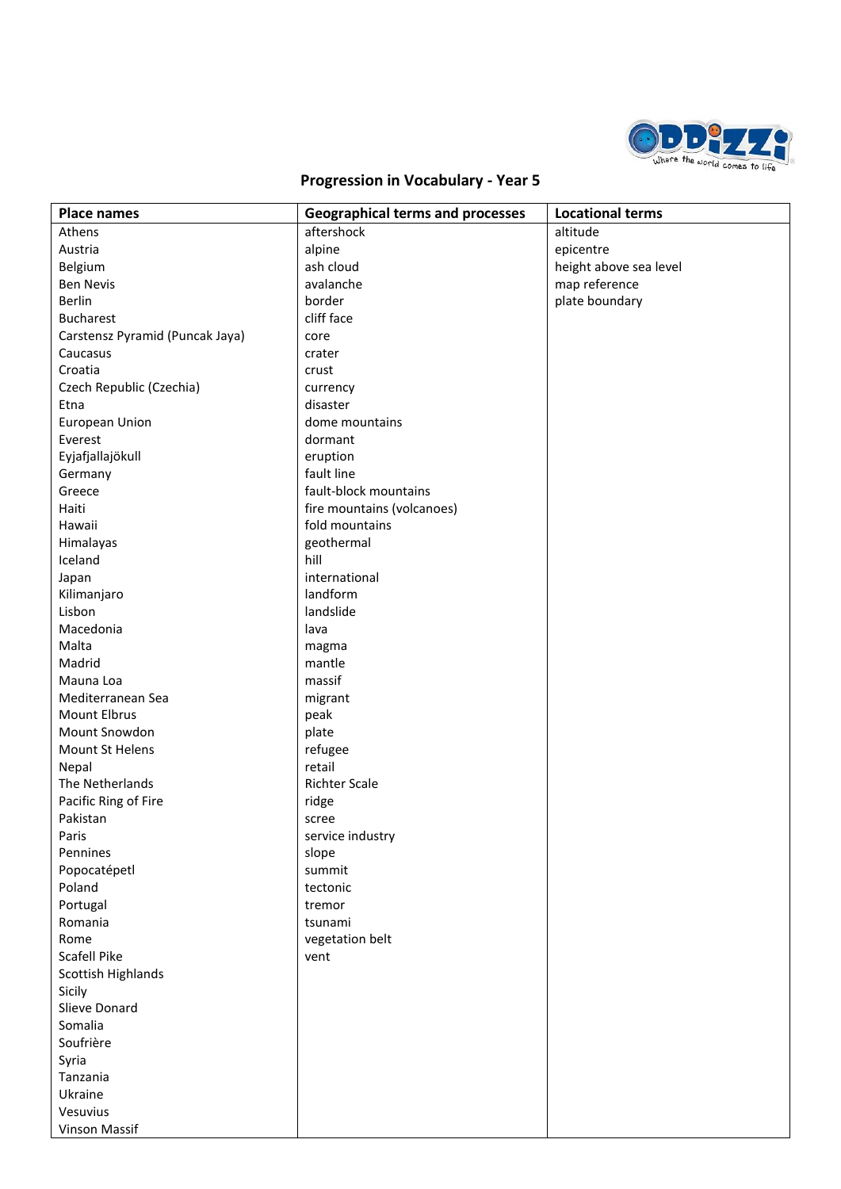## Progression in Vocabulary - Year 5

| Place names | Geographical terms and processes | Locational terms |
|---|---|---|
| Athens | aftershock | altitude |
| Austria | alpine | epicentre |
| Belgium | ash cloud | height above sea level |
| Ben Nevis | avalanche | map reference |
| Berlin | border | plate boundary |
| Bucharest | cliff face | |
| Carstensz Pyramid (Puncak Jaya) | core | |
| Caucasus | crater | |
| Croatia | crust | |
| Czech Republic (Czechia) | currency | |
| Etna | disaster | |
| European Union | dome mountains | |
| Everest | dormant | |
| Eyjafjallajökull | eruption | |
| Germany | fault line | |
| Greece | fault-block mountains | |
| Haiti | fire mountains (volcanoes) | |
| Hawaii | fold mountains | |
| Himalayas | geothermal | |
| Iceland | hill | |
| Japan | international | |
| Kilimanjaro | landform | |
| Lisbon | landslide | |
| Macedonia | lava | |
| Malta | magma | |
| Madrid | mantle | |
| Mauna Loa | massif | |
| Mediterranean Sea | migrant | |
| Mount Elbrus | peak | |
| Mount Snowdon | plate | |
| Mount St Helens | refugee | |
| Nepal | retail | |
| The Netherlands | Richter Scale | |
| Pacific Ring of Fire | ridge | |
| Pakistan | scree | |
| Paris | service industry | |
| Pennines | slope | |
| Popocatépetl | summit | |
| Poland | tectonic | |
| Portugal | tremor | |
| Romania | tsunami | |
| Rome | vegetation belt | |
| Scafell Pike | vent | |
| Scottish Highlands | | |
| Sicily | | |
| Slieve Donard | | |
| Somalia | | |
| Soufrière | | |
| Syria | | |
| Tanzania | | |
| Ukraine | | |
| Vesuvius | | |
| Vinson Massif | | |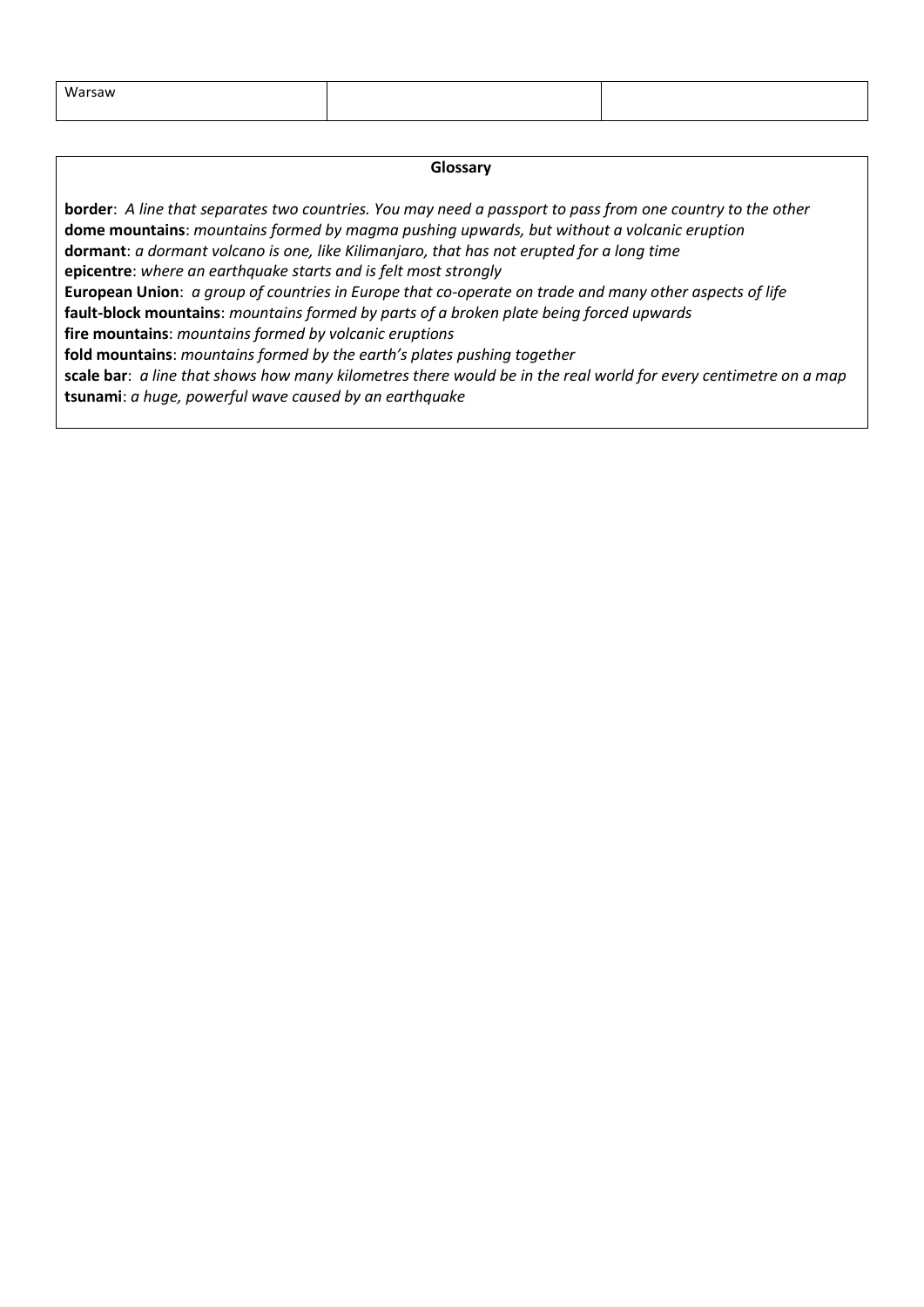| Warsaw | | |
|---|---|---|

**Glossary**

**border**: *A line that separates two countries. You may need a passport to pass from one country to the other*
**dome mountains**: *mountains formed by magma pushing upwards, but without a volcanic eruption*
**dormant**: *a dormant volcano is one, like Kilimanjaro, that has not erupted for a long time*
**epicentre**: *where an earthquake starts and is felt most strongly*
**European Union**: *a group of countries in Europe that co-operate on trade and many other aspects of life*
**fault-block mountains**: *mountains formed by parts of a broken plate being forced upwards*
**fire mountains**: *mountains formed by volcanic eruptions*
**fold mountains**: *mountains formed by the earth's plates pushing together*
**scale bar**: *a line that shows how many kilometres there would be in the real world for every centimetre on a map*
**tsunami**: *a huge, powerful wave caused by an earthquake*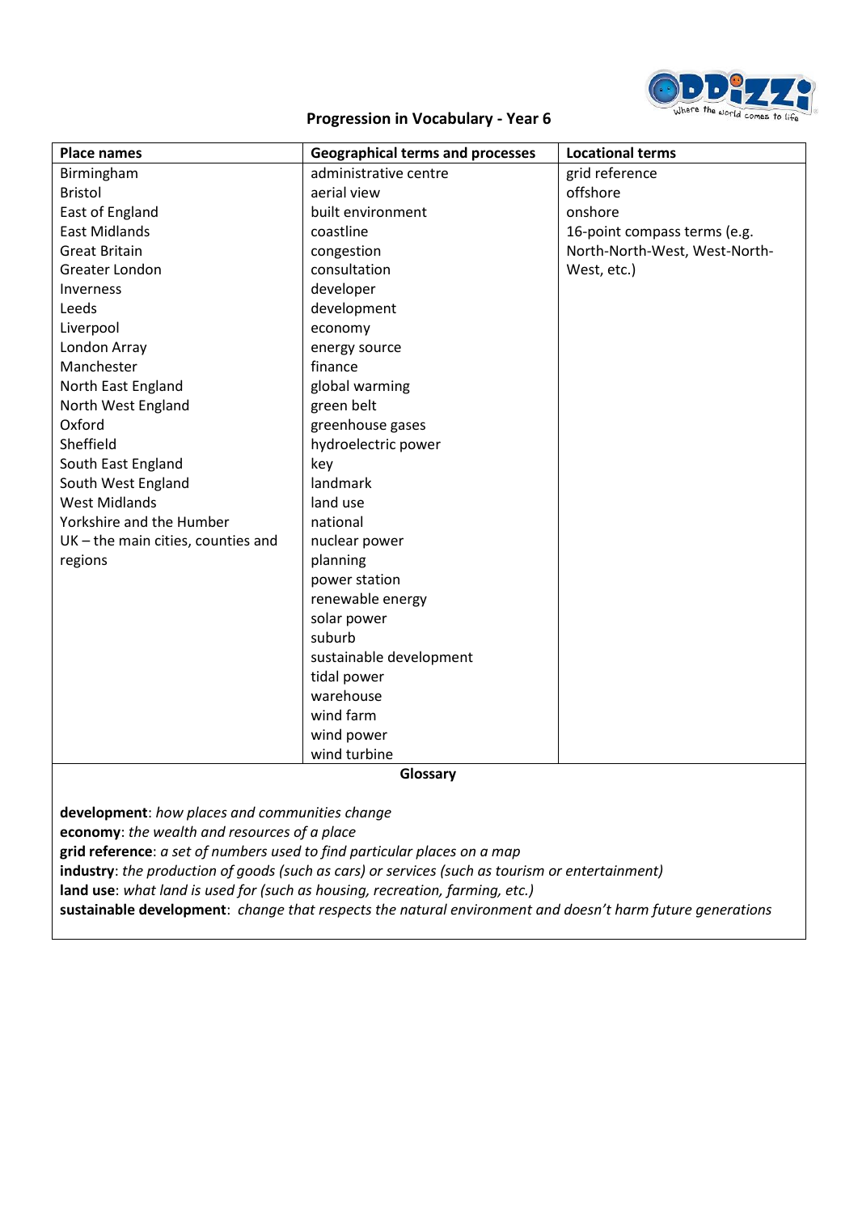## Progression in Vocabulary - Year 6

| Place names | Geographical terms and processes | Locational terms |
|---|---|---|
| Birmingham | administrative centre | grid reference |
| Bristol | aerial view | offshore |
| East of England | built environment | onshore |
| East Midlands | coastline | 16-point compass terms (e.g. North-North-West, West-North-West, etc.) |
| Great Britain | congestion | |
| Greater London | consultation | |
| Inverness | developer | |
| Leeds | development | |
| Liverpool | economy | |
| London Array | energy source | |
| Manchester | finance | |
| North East England | global warming | |
| North West England | green belt | |
| Oxford | greenhouse gases | |
| Sheffield | hydroelectric power | |
| South East England | key | |
| South West England | landmark | |
| West Midlands | land use | |
| Yorkshire and the Humber | national | |
| UK – the main cities, counties and regions | nuclear power | |
| | planning | |
| | power station | |
| | renewable energy | |
| | solar power | |
| | suburb | |
| | sustainable development | |
| | tidal power | |
| | warehouse | |
| | wind farm | |
| | wind power | |
| | wind turbine | |

### Glossary

**development**: *how places and communities change*
**economy**: *the wealth and resources of a place*
**grid reference**: *a set of numbers used to find particular places on a map*
**industry**: *the production of goods (such as cars) or services (such as tourism or entertainment)*
**land use**: *what land is used for (such as housing, recreation, farming, etc.)*
**sustainable development**: *change that respects the natural environment and doesn't harm future generations*